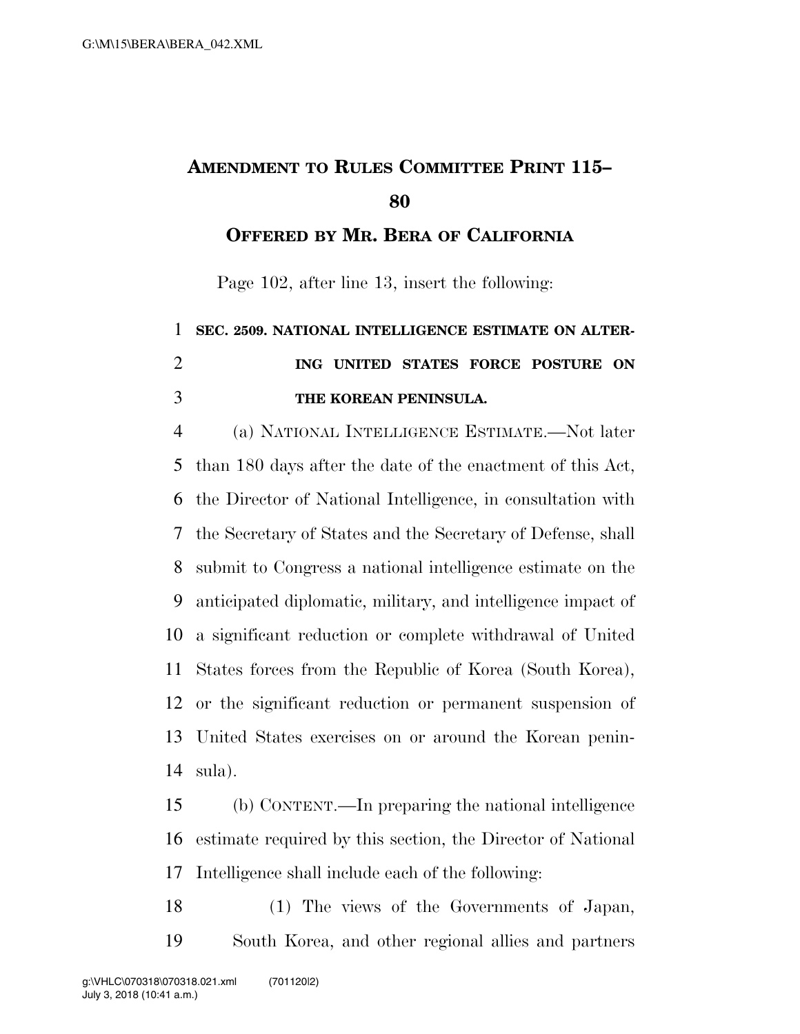# Amendment to Rules Committee Print 115–80

## Offered by Mr. Bera of California

Page 102, after line 13, insert the following:

**SEC. 2509. NATIONAL INTELLIGENCE ESTIMATE ON ALTERING UNITED STATES FORCE POSTURE ON THE KOREAN PENINSULA.**

(a) National Intelligence Estimate.—Not later than 180 days after the date of the enactment of this Act, the Director of National Intelligence, in consultation with the Secretary of States and the Secretary of Defense, shall submit to Congress a national intelligence estimate on the anticipated diplomatic, military, and intelligence impact of a significant reduction or complete withdrawal of United States forces from the Republic of Korea (South Korea), or the significant reduction or permanent suspension of United States exercises on or around the Korean peninsula).

(b) Content.—In preparing the national intelligence estimate required by this section, the Director of National Intelligence shall include each of the following:

(1) The views of the Governments of Japan, South Korea, and other regional allies and partners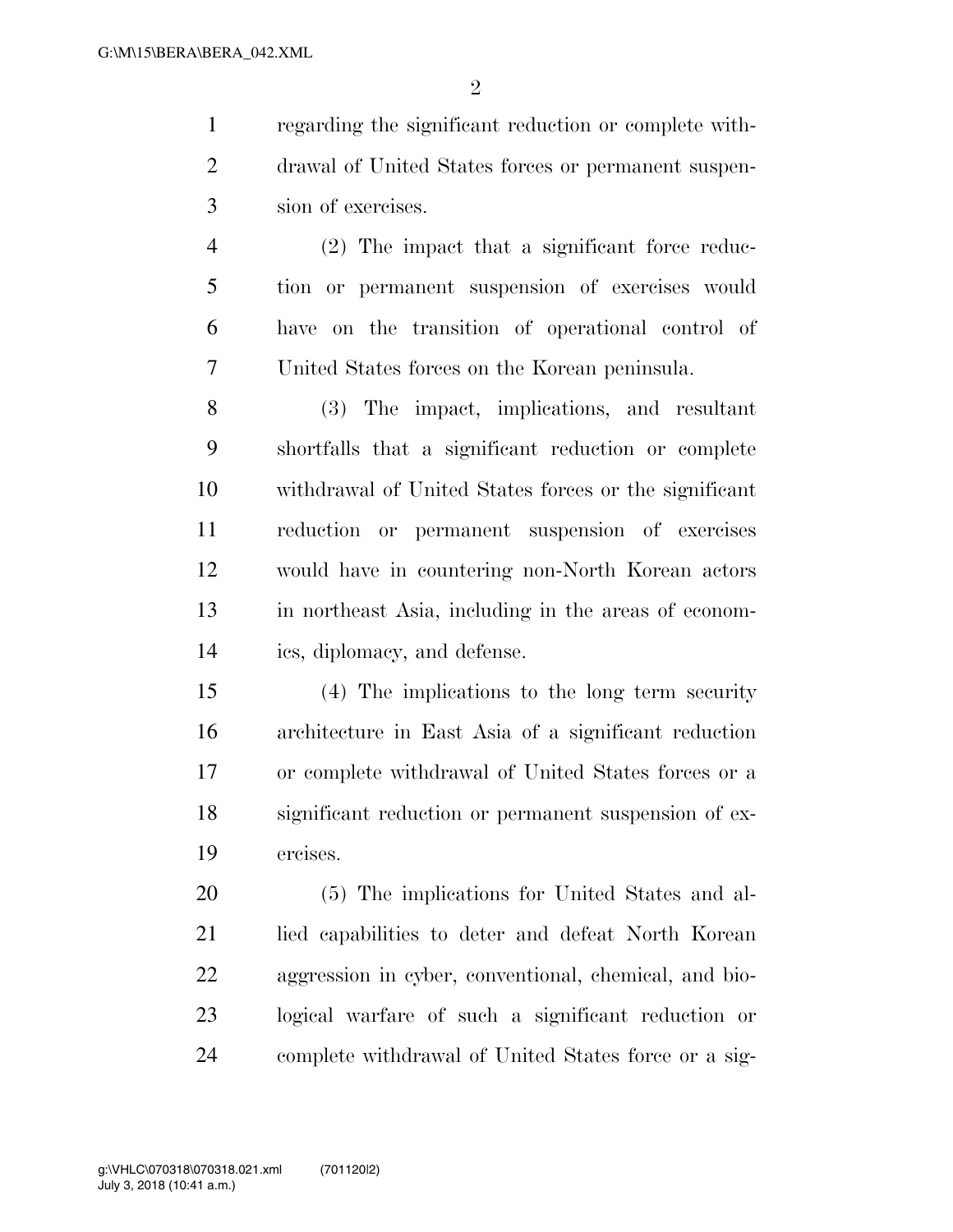regarding the significant reduction or complete withdrawal of United States forces or permanent suspension of exercises.

(2) The impact that a significant force reduction or permanent suspension of exercises would have on the transition of operational control of United States forces on the Korean peninsula.

(3) The impact, implications, and resultant shortfalls that a significant reduction or complete withdrawal of United States forces or the significant reduction or permanent suspension of exercises would have in countering non-North Korean actors in northeast Asia, including in the areas of economics, diplomacy, and defense.

(4) The implications to the long term security architecture in East Asia of a significant reduction or complete withdrawal of United States forces or a significant reduction or permanent suspension of exercises.

(5) The implications for United States and allied capabilities to deter and defeat North Korean aggression in cyber, conventional, chemical, and biological warfare of such a significant reduction or complete withdrawal of United States force or a sig-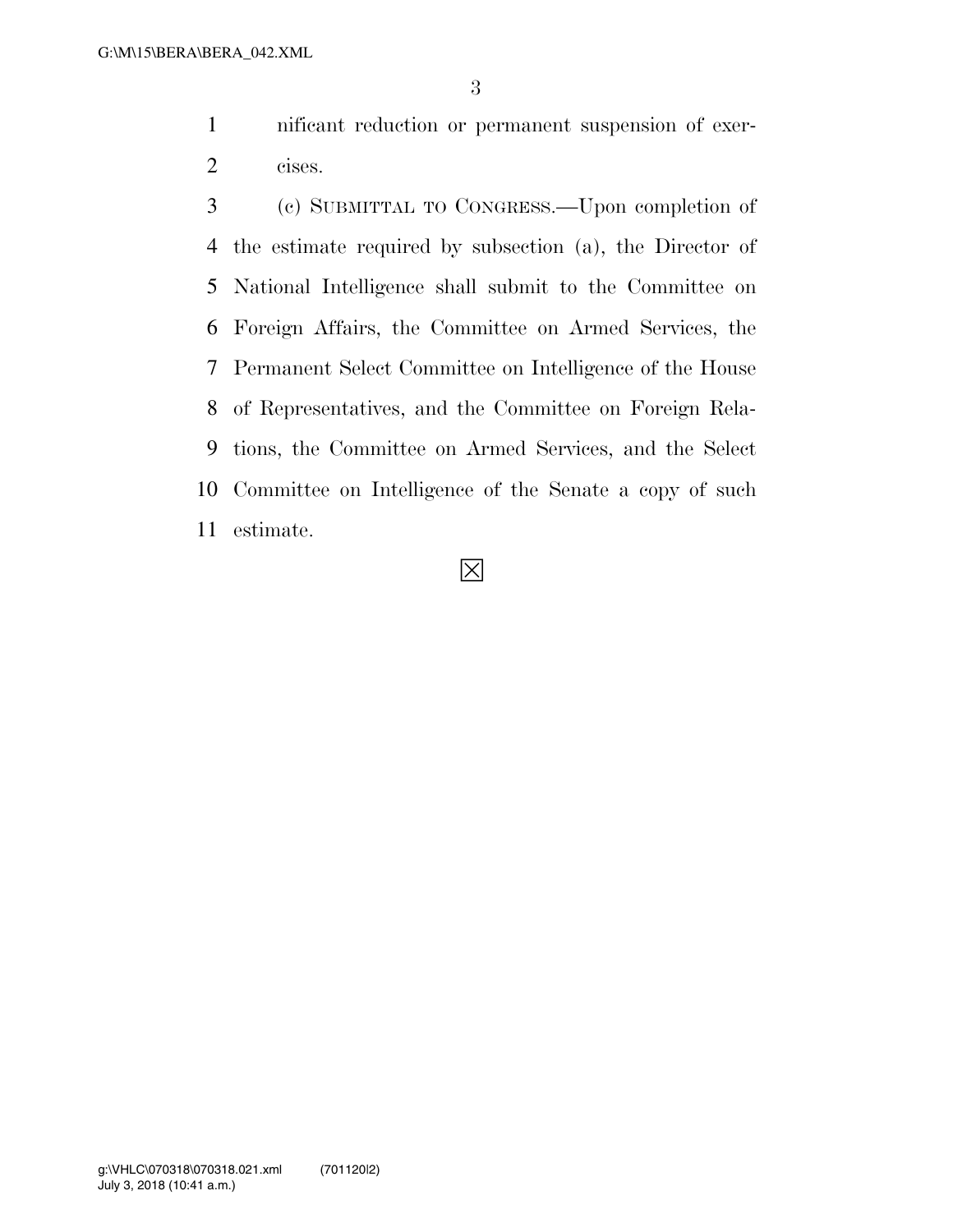nificant reduction or permanent suspension of exercises.

(c) SUBMITTAL TO CONGRESS.—Upon completion of the estimate required by subsection (a), the Director of National Intelligence shall submit to the Committee on Foreign Affairs, the Committee on Armed Services, the Permanent Select Committee on Intelligence of the House of Representatives, and the Committee on Foreign Relations, the Committee on Armed Services, and the Select Committee on Intelligence of the Senate a copy of such estimate.